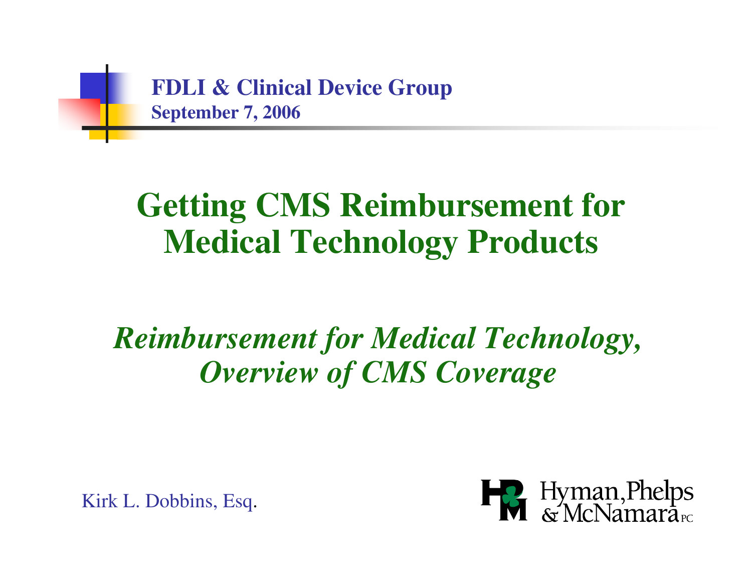**FDLI & Clinical Device Group**
**September 7, 2006**

# Getting CMS Reimbursement for Medical Technology Products

## *Reimbursement for Medical Technology, Overview of CMS Coverage*

Kirk L. Dobbins, Esq.

Hyman, Phelps & McNamara PC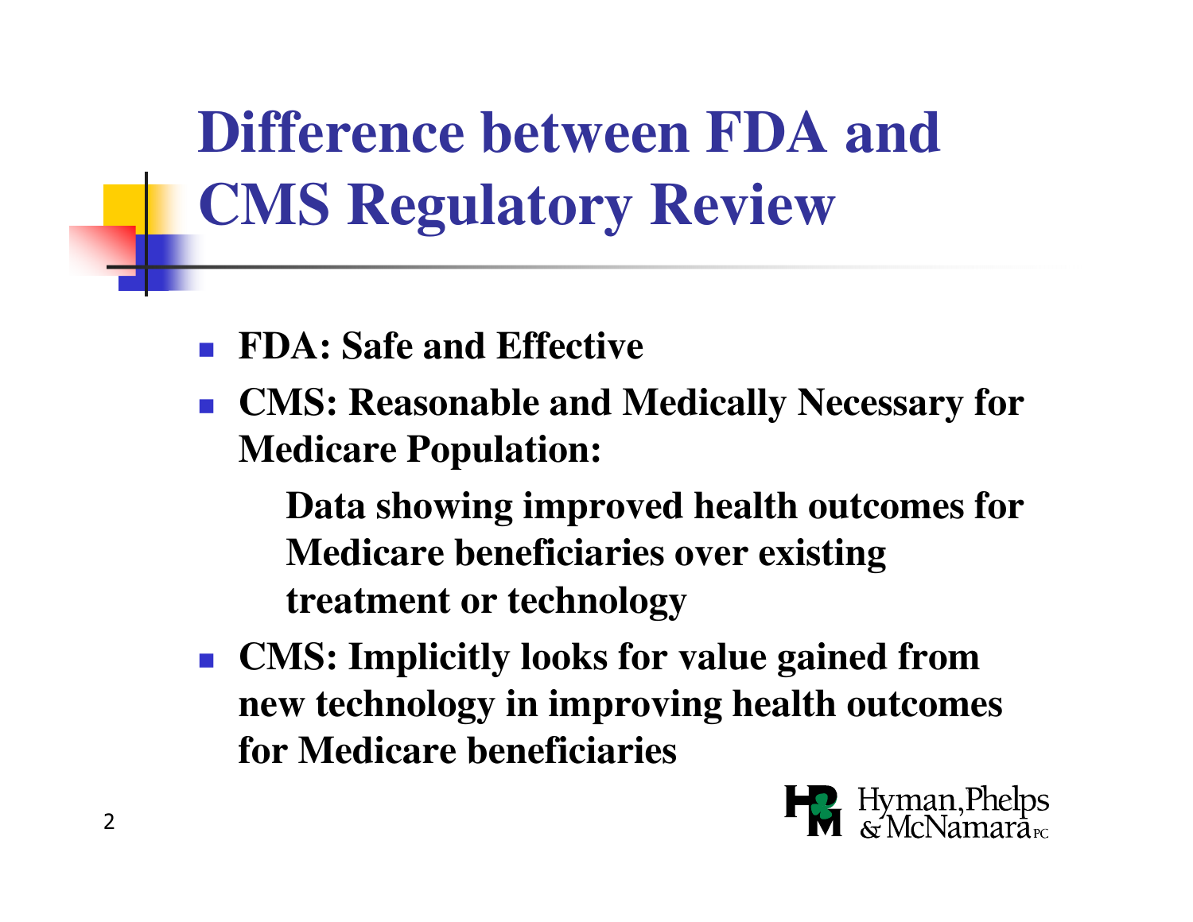# Difference between FDA and CMS Regulatory Review

- **FDA: Safe and Effective**
- **CMS: Reasonable and Medically Necessary for Medicare Population:**

  **Data showing improved health outcomes for Medicare beneficiaries over existing treatment or technology**

- **CMS: Implicitly looks for value gained from new technology in improving health outcomes for Medicare beneficiaries**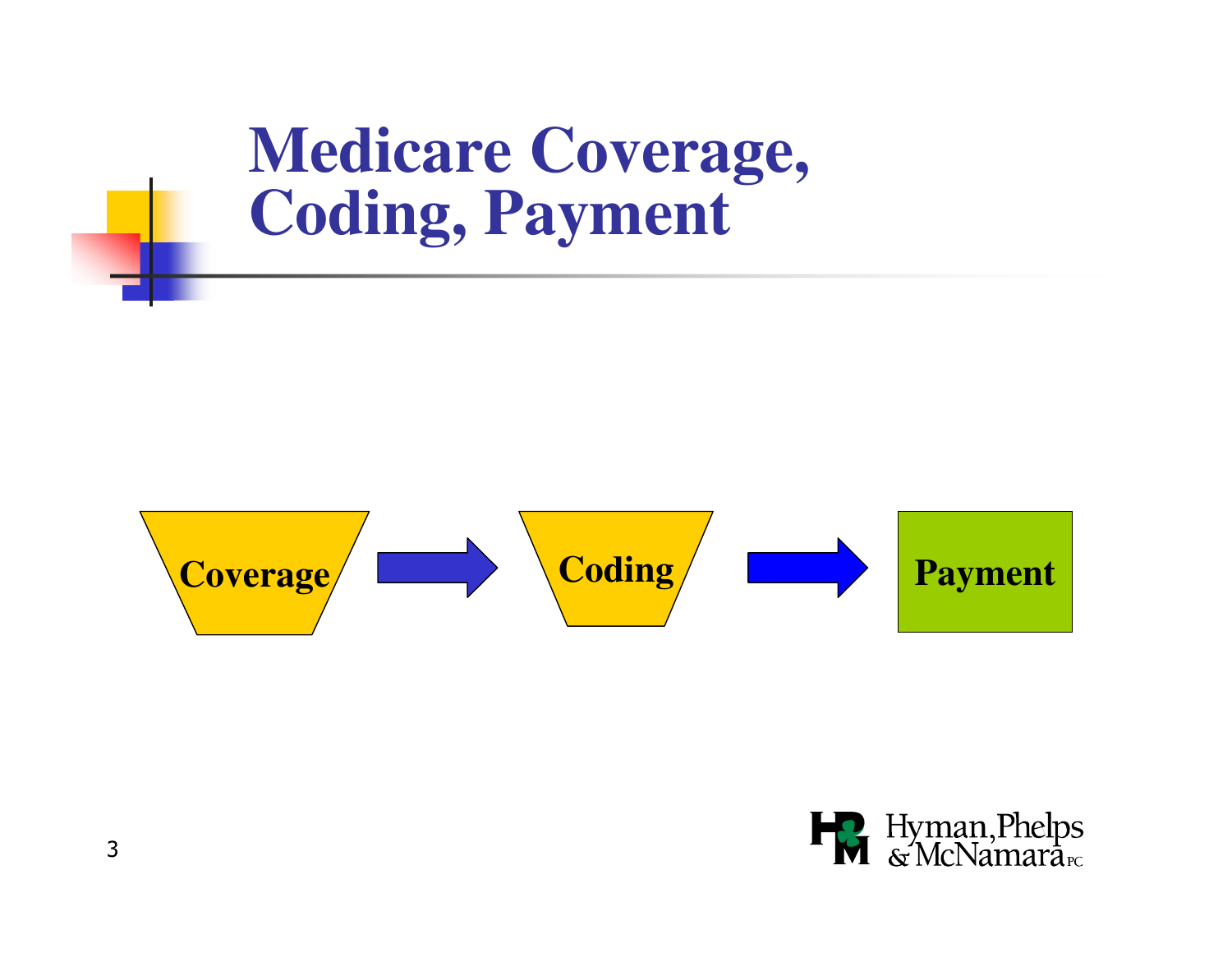# Medicare Coverage, Coding, Payment

Coverage → Coding → Payment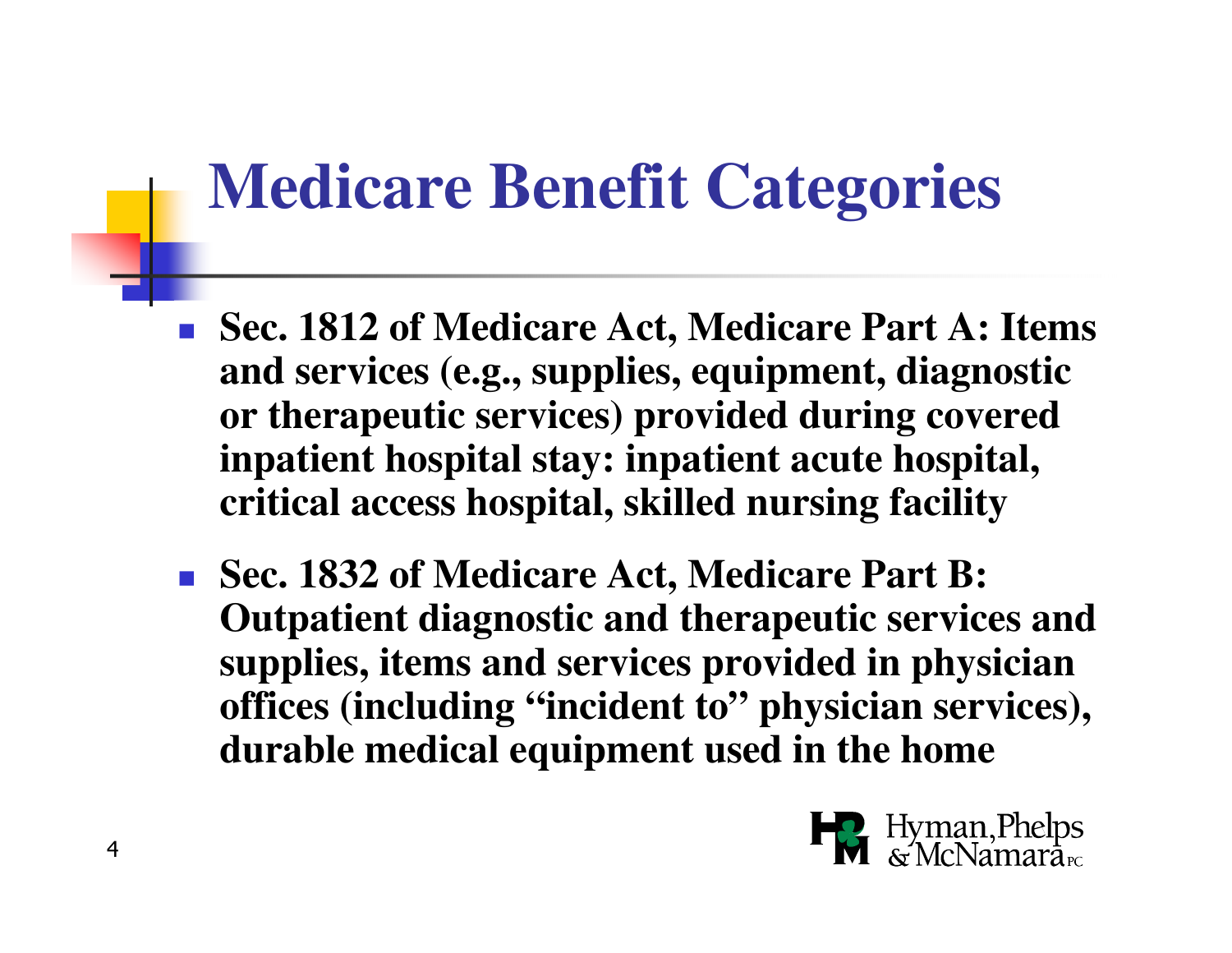# Medicare Benefit Categories

- **Sec. 1812 of Medicare Act, Medicare Part A: Items and services (e.g., supplies, equipment, diagnostic or therapeutic services) provided during covered inpatient hospital stay: inpatient acute hospital, critical access hospital, skilled nursing facility**
- **Sec. 1832 of Medicare Act, Medicare Part B: Outpatient diagnostic and therapeutic services and supplies, items and services provided in physician offices (including "incident to" physician services), durable medical equipment used in the home**

Hyman, Phelps & McNamara PC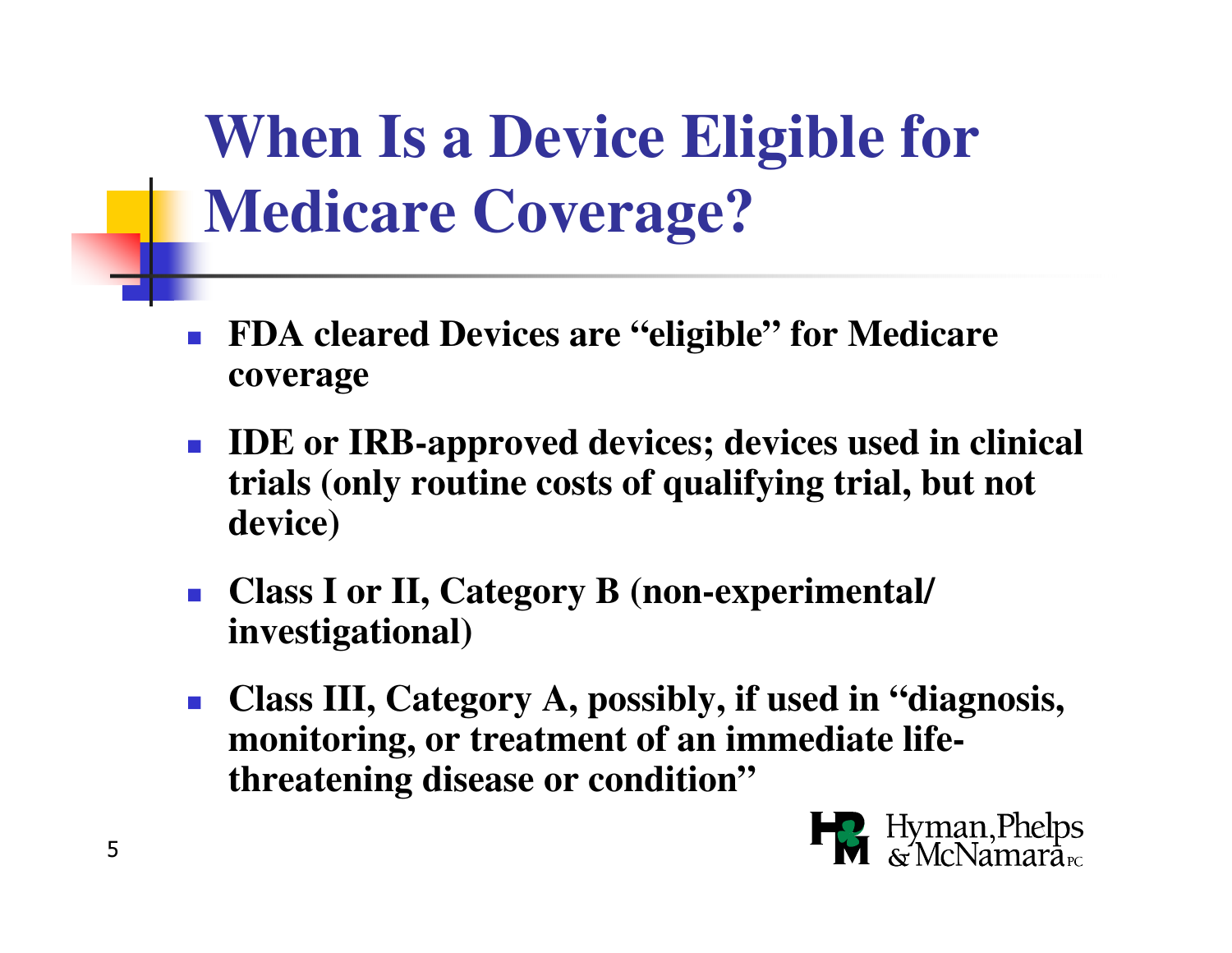# When Is a Device Eligible for Medicare Coverage?

- **FDA cleared Devices are "eligible" for Medicare coverage**
- **IDE or IRB-approved devices; devices used in clinical trials (only routine costs of qualifying trial, but not device)**
- **Class I or II, Category B (non-experimental/ investigational)**
- **Class III, Category A, possibly, if used in "diagnosis, monitoring, or treatment of an immediate life-threatening disease or condition"**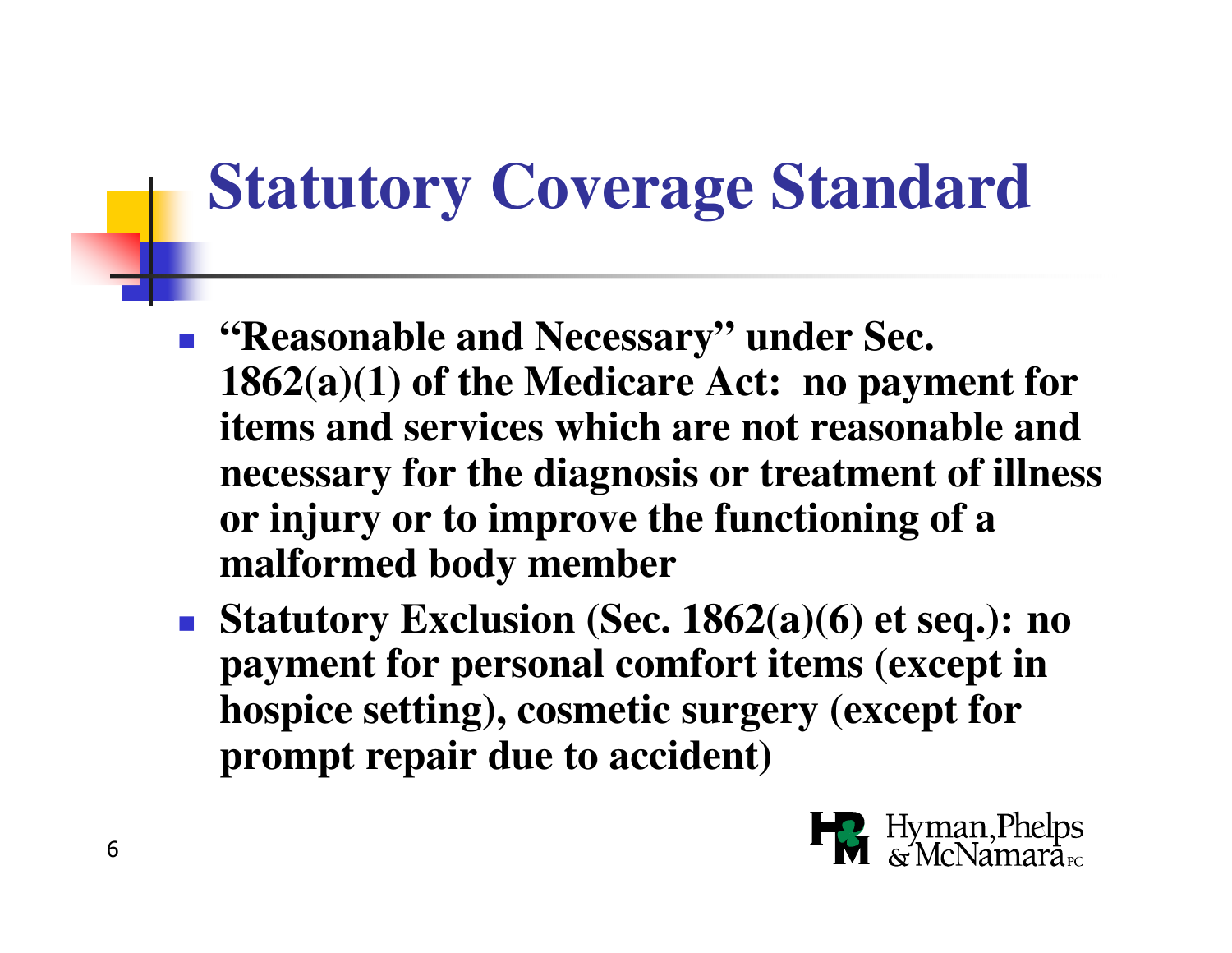# Statutory Coverage Standard

- **"Reasonable and Necessary" under Sec. 1862(a)(1) of the Medicare Act: no payment for items and services which are not reasonable and necessary for the diagnosis or treatment of illness or injury or to improve the functioning of a malformed body member**
- **Statutory Exclusion (Sec. 1862(a)(6) et seq.): no payment for personal comfort items (except in hospice setting), cosmetic surgery (except for prompt repair due to accident)**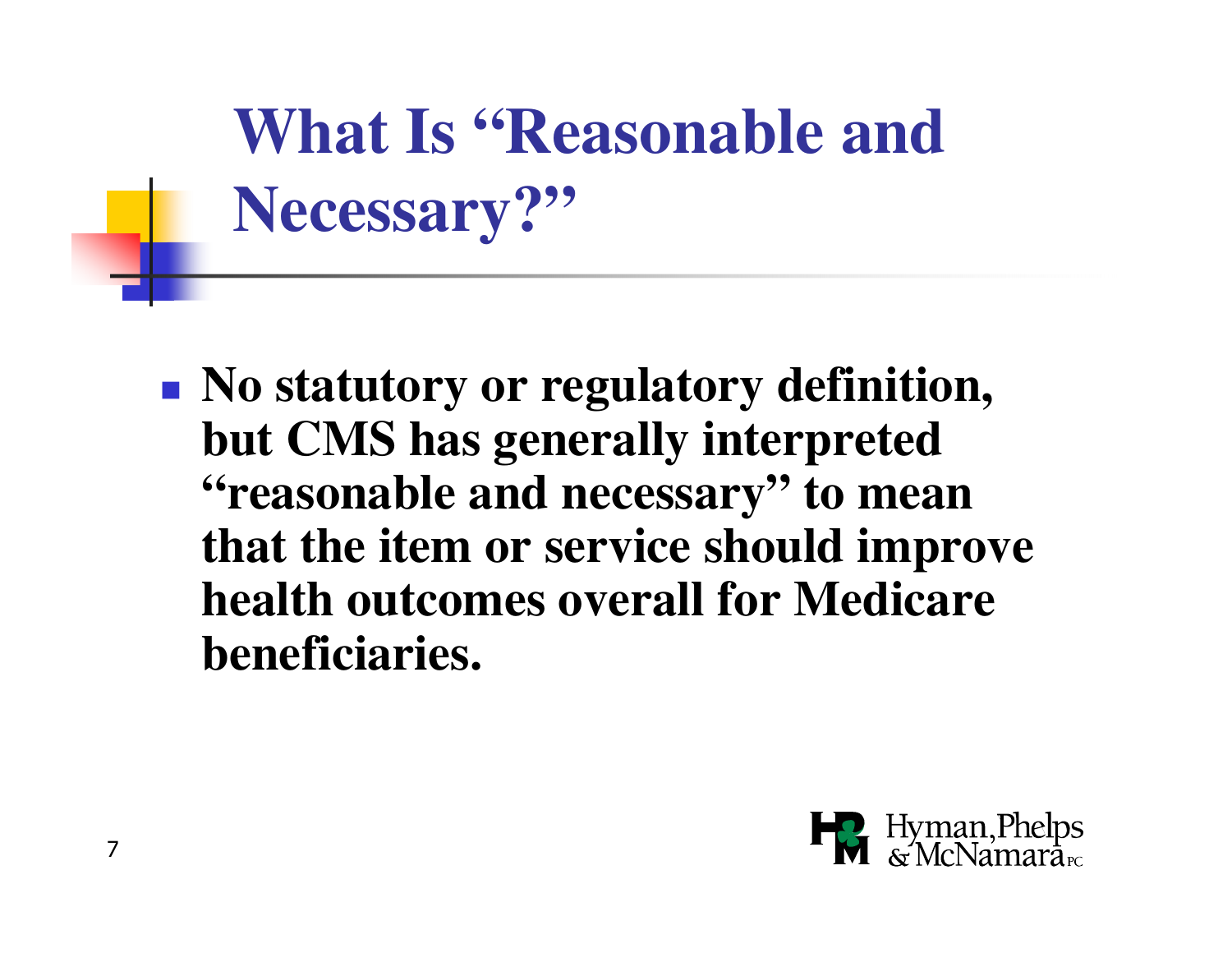# What Is "Reasonable and Necessary?"

- **No statutory or regulatory definition, but CMS has generally interpreted "reasonable and necessary" to mean that the item or service should improve health outcomes overall for Medicare beneficiaries.**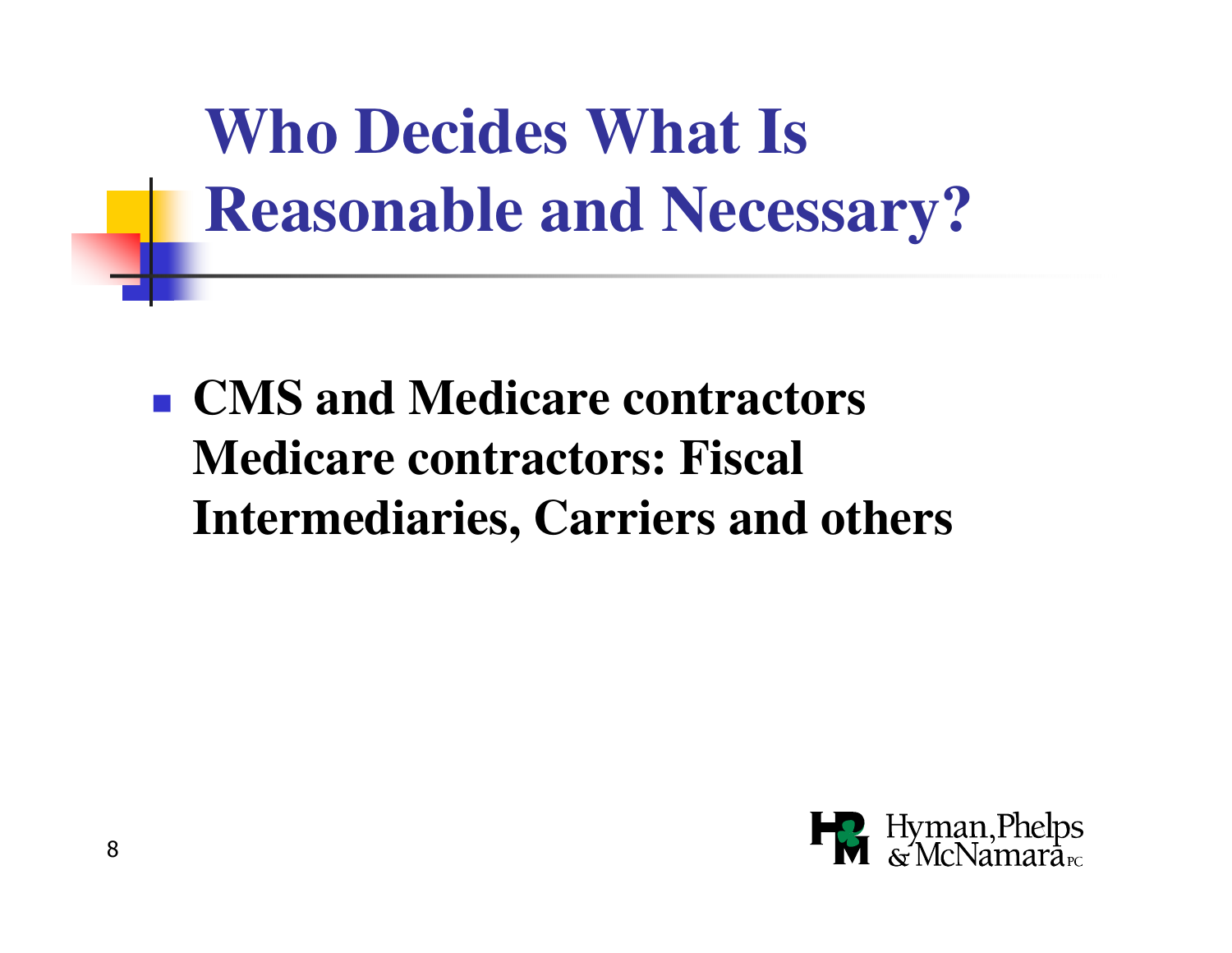# Who Decides What Is Reasonable and Necessary?

- **CMS and Medicare contractors Medicare contractors: Fiscal Intermediaries, Carriers and others**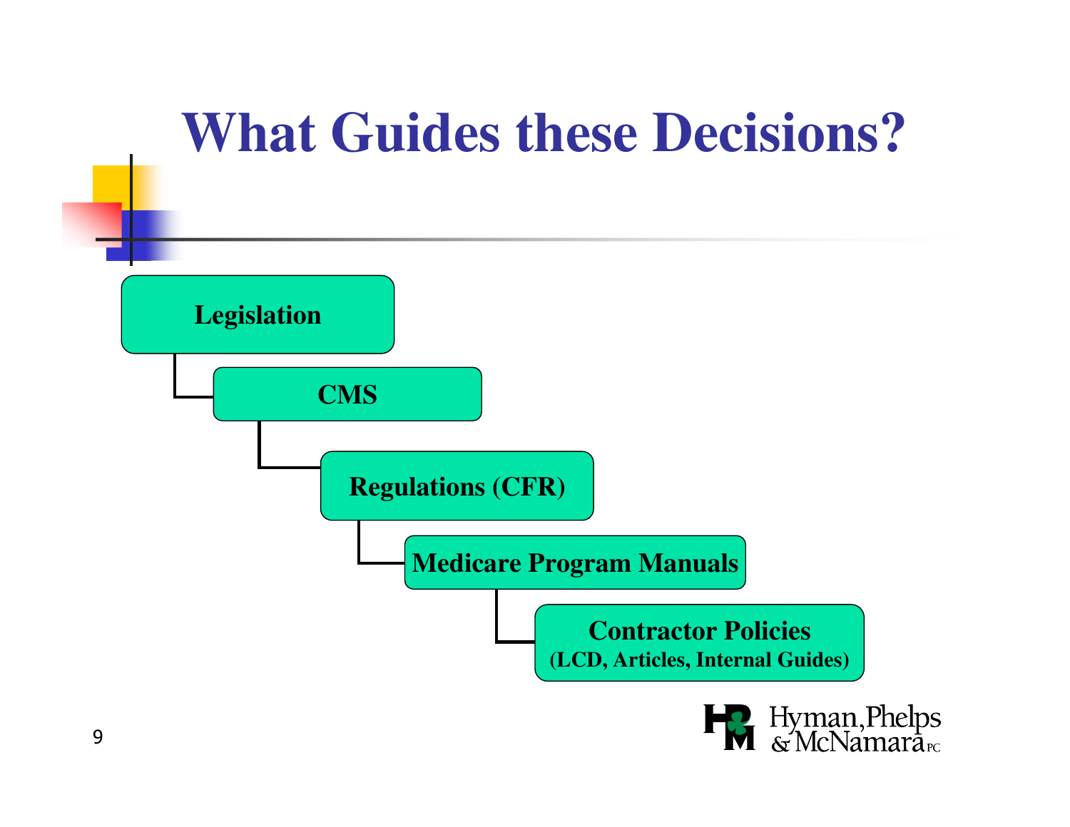# What Guides these Decisions?

- **Legislation**
  - **CMS**
    - **Regulations (CFR)**
      - **Medicare Program Manuals**
        - **Contractor Policies**
          **(LCD, Articles, Internal Guides)**

Hyman, Phelps & McNamara PC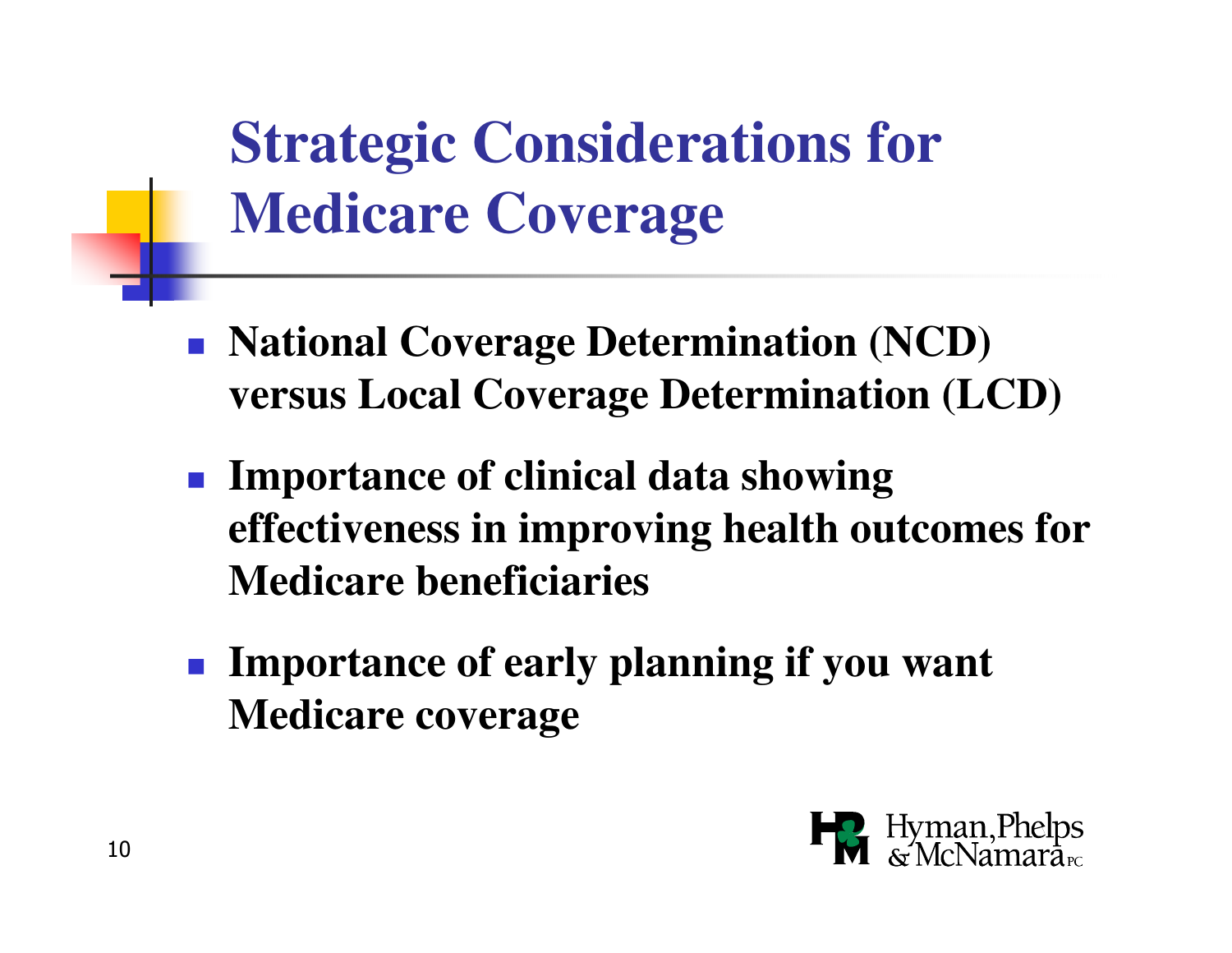# Strategic Considerations for Medicare Coverage

- **National Coverage Determination (NCD) versus Local Coverage Determination (LCD)**
- **Importance of clinical data showing effectiveness in improving health outcomes for Medicare beneficiaries**
- **Importance of early planning if you want Medicare coverage**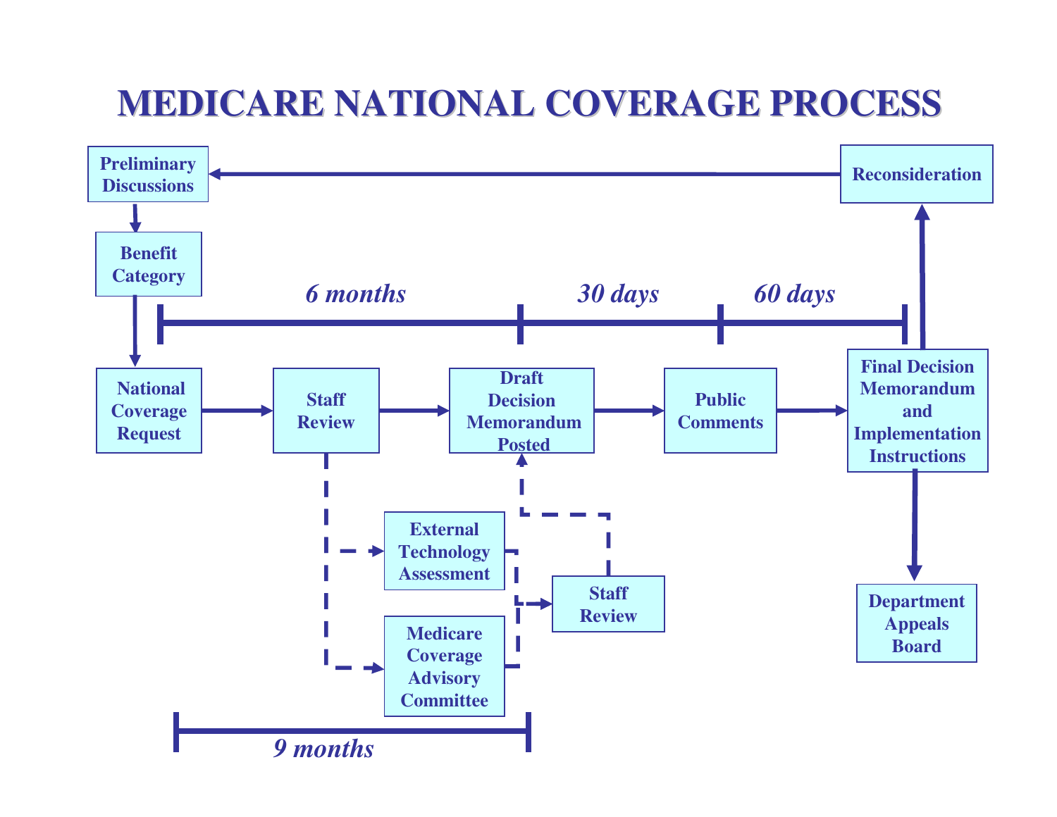# MEDICARE NATIONAL COVERAGE PROCESS

Preliminary Discussions

Benefit Category

*6 months* — *30 days* — *60 days*

National Coverage Request → Staff Review → Draft Decision Memorandum Posted → Public Comments → Final Decision Memorandum and Implementation Instructions

External Technology Assessment

Medicare Coverage Advisory Committee

Staff Review

Reconsideration

Department Appeals Board

*9 months*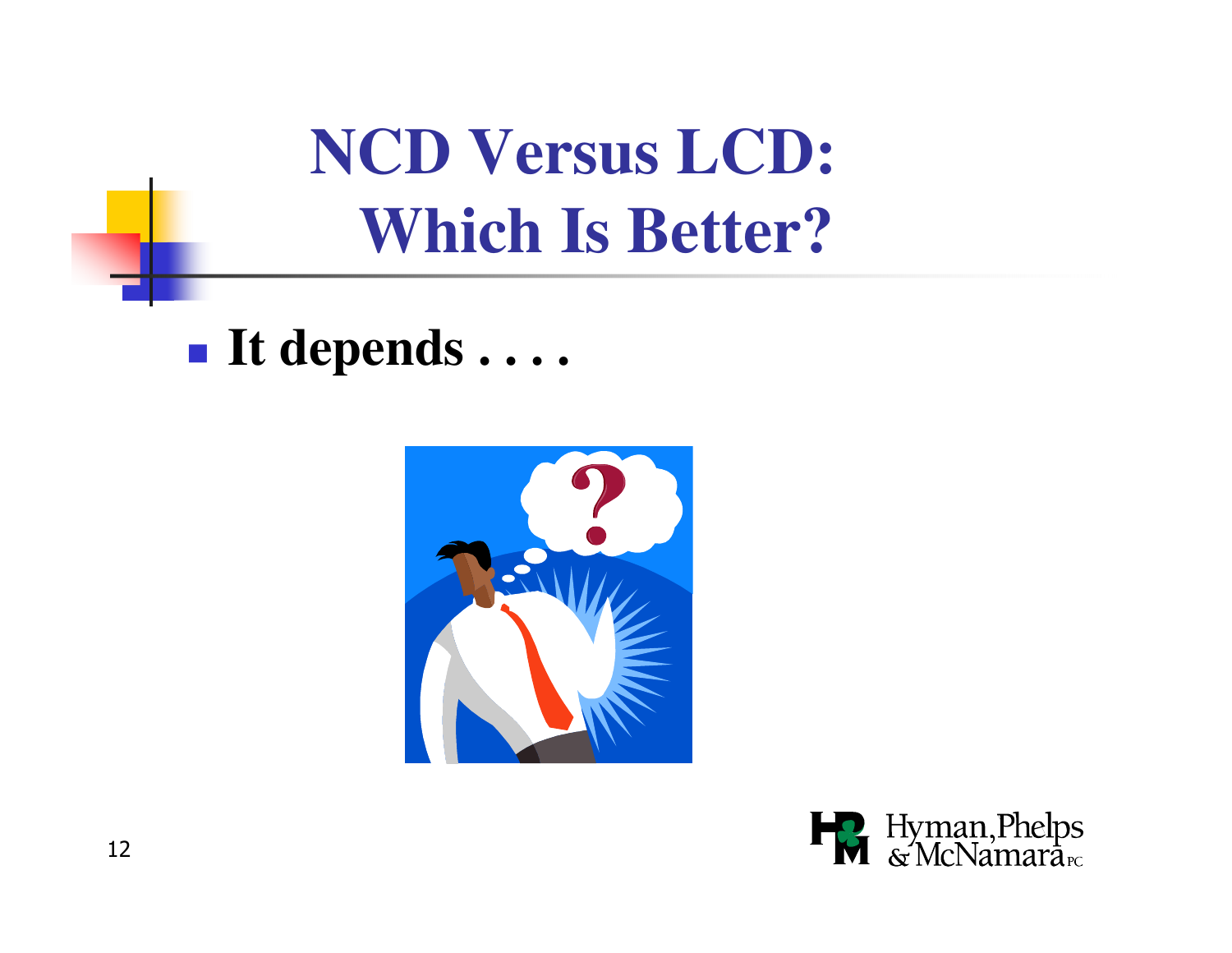# NCD Versus LCD: Which Is Better?

- **It depends . . . .**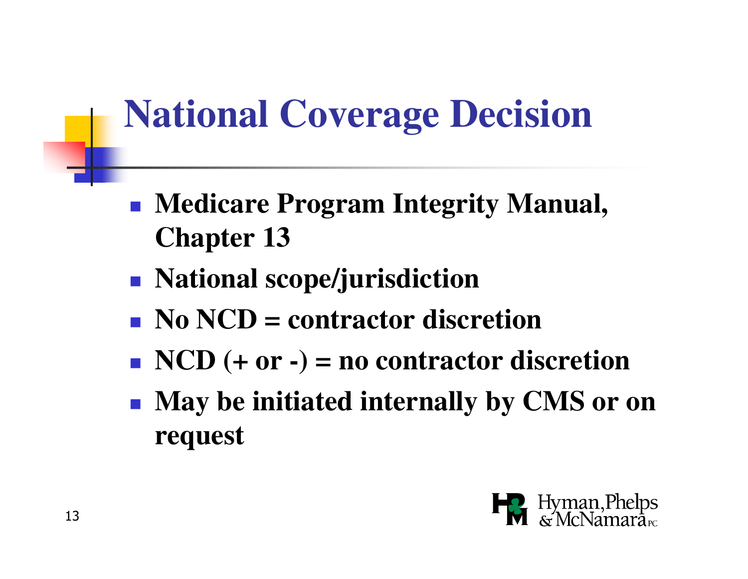# National Coverage Decision

- Medicare Program Integrity Manual, Chapter 13
- National scope/jurisdiction
- No NCD = contractor discretion
- NCD (+ or -) = no contractor discretion
- May be initiated internally by CMS or on request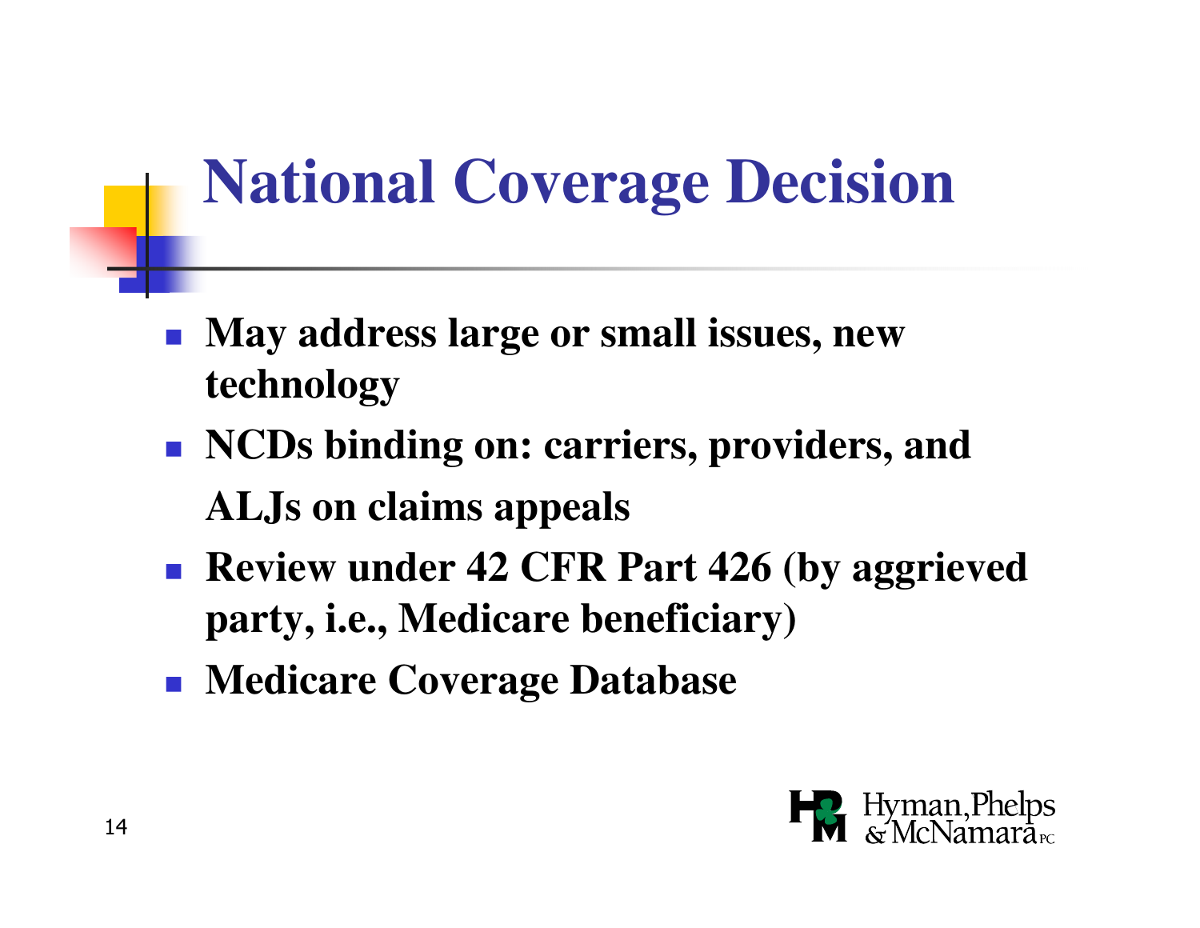# National Coverage Decision

- May address large or small issues, new technology
- NCDs binding on: carriers, providers, and ALJs on claims appeals
- Review under 42 CFR Part 426 (by aggrieved party, i.e., Medicare beneficiary)
- Medicare Coverage Database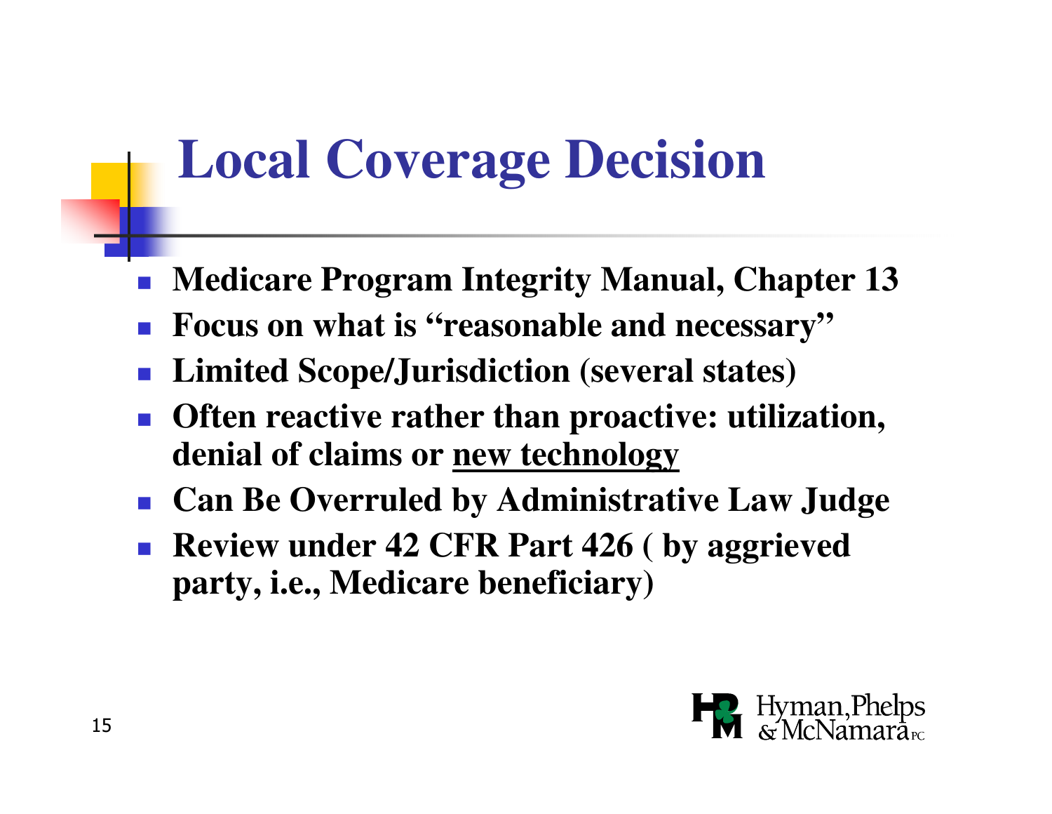# Local Coverage Decision

- **Medicare Program Integrity Manual, Chapter 13**
- **Focus on what is "reasonable and necessary"**
- **Limited Scope/Jurisdiction (several states)**
- **Often reactive rather than proactive: utilization, denial of claims or <u>new technology</u>**
- **Can Be Overruled by Administrative Law Judge**
- **Review under 42 CFR Part 426 ( by aggrieved party, i.e., Medicare beneficiary)**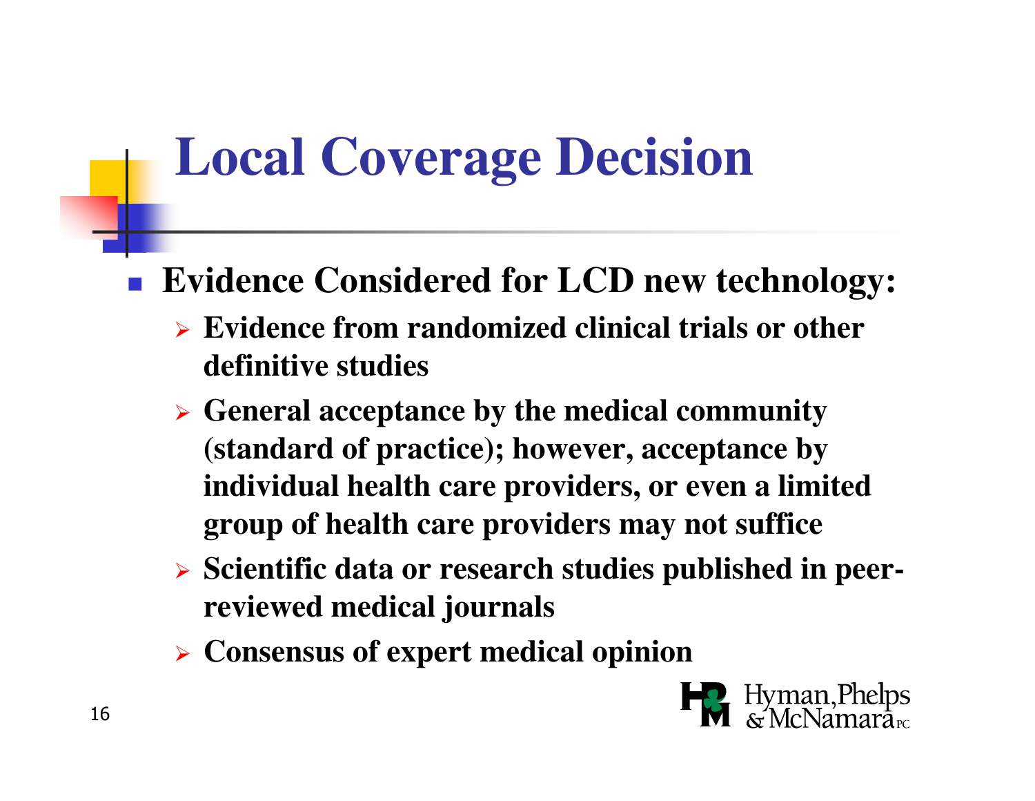# Local Coverage Decision

- **Evidence Considered for LCD new technology:**
  - **Evidence from randomized clinical trials or other definitive studies**
  - **General acceptance by the medical community (standard of practice); however, acceptance by individual health care providers, or even a limited group of health care providers may not suffice**
  - **Scientific data or research studies published in peer-reviewed medical journals**
  - **Consensus of expert medical opinion**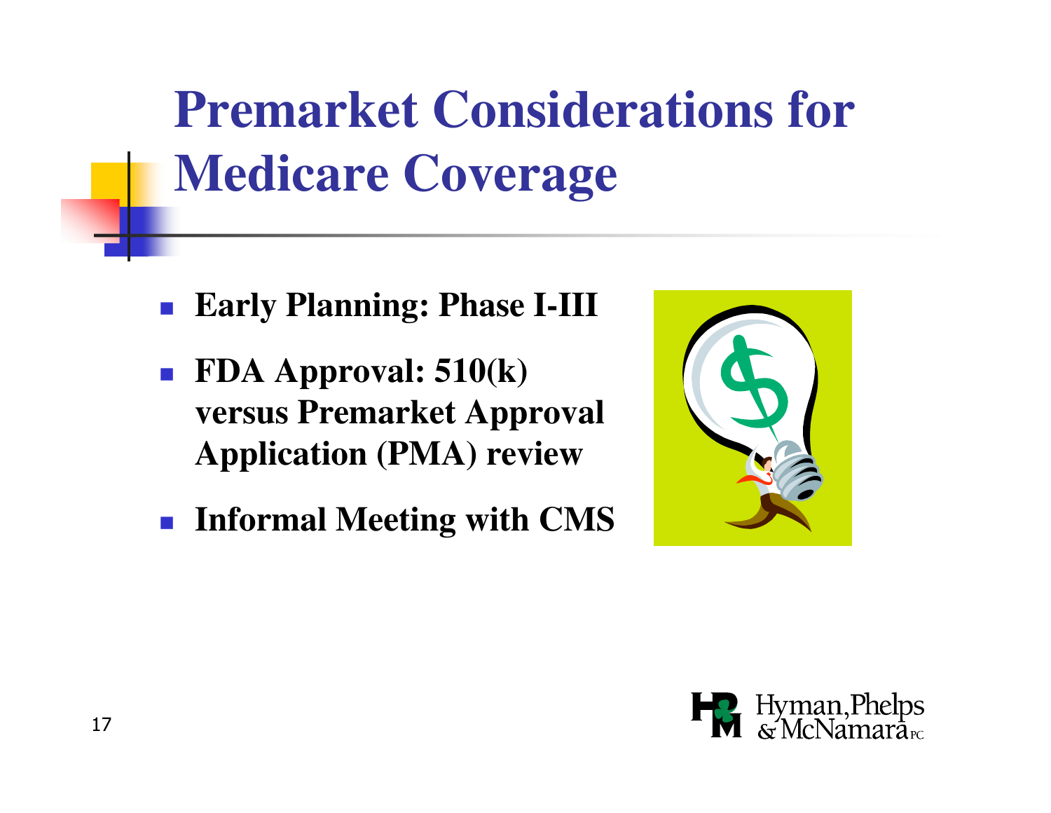# Premarket Considerations for Medicare Coverage

- **Early Planning: Phase I-III**
- **FDA Approval: 510(k) versus Premarket Approval Application (PMA) review**
- **Informal Meeting with CMS**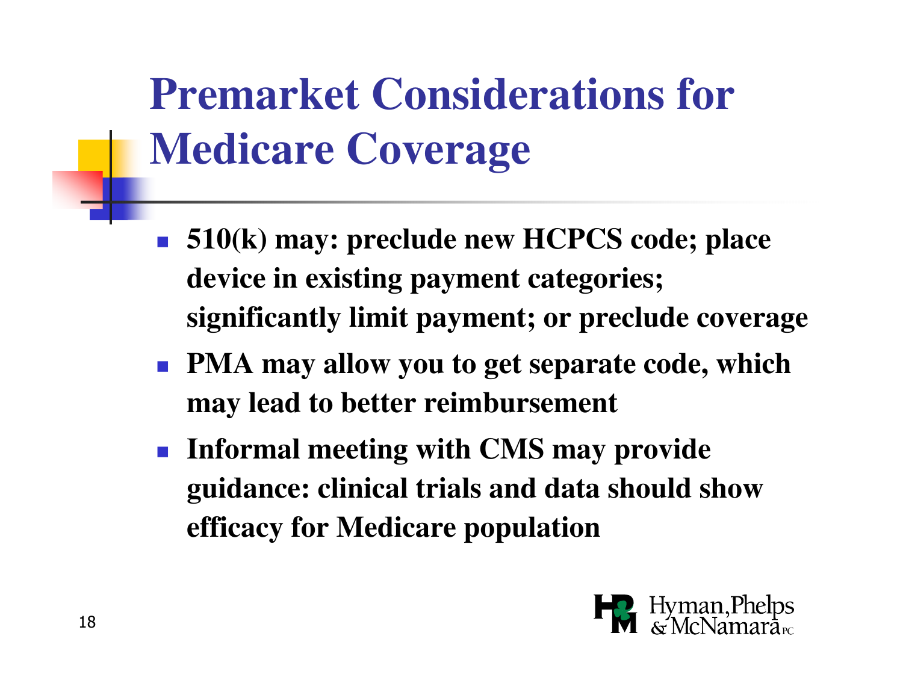# Premarket Considerations for Medicare Coverage

- **510(k) may: preclude new HCPCS code; place device in existing payment categories; significantly limit payment; or preclude coverage**
- **PMA may allow you to get separate code, which may lead to better reimbursement**
- **Informal meeting with CMS may provide guidance: clinical trials and data should show efficacy for Medicare population**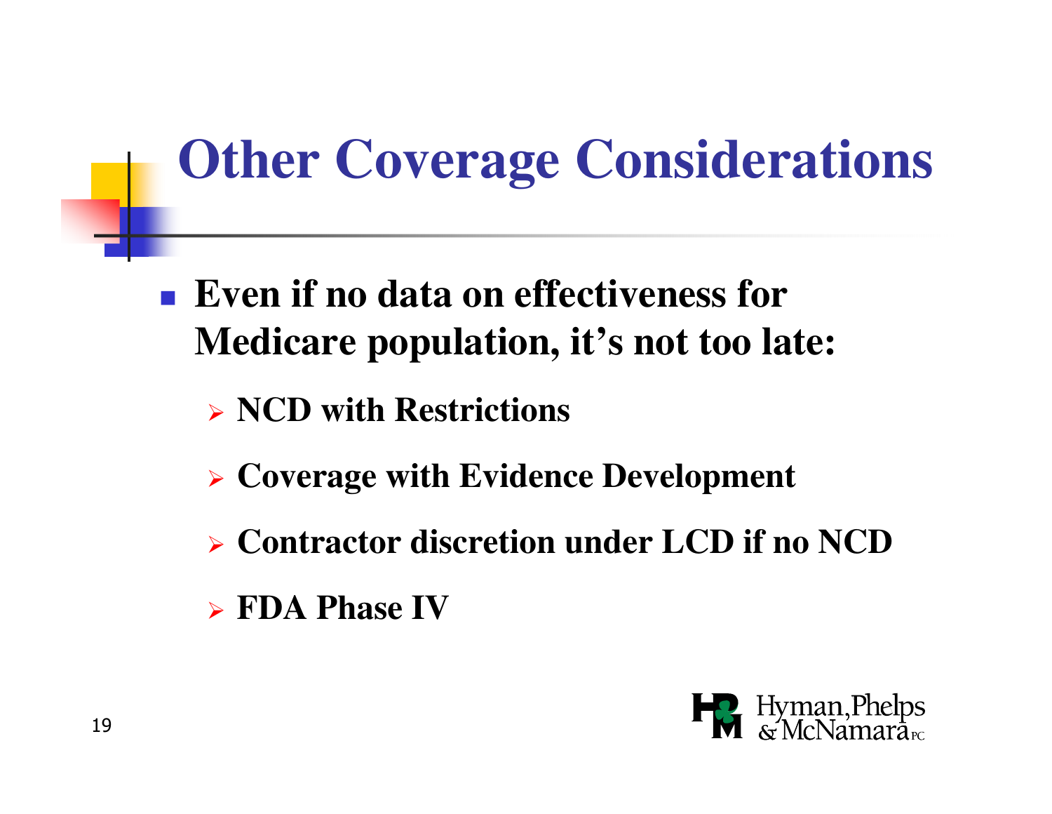# Other Coverage Considerations

- **Even if no data on effectiveness for Medicare population, it's not too late:**
  - **NCD with Restrictions**
  - **Coverage with Evidence Development**
  - **Contractor discretion under LCD if no NCD**
  - **FDA Phase IV**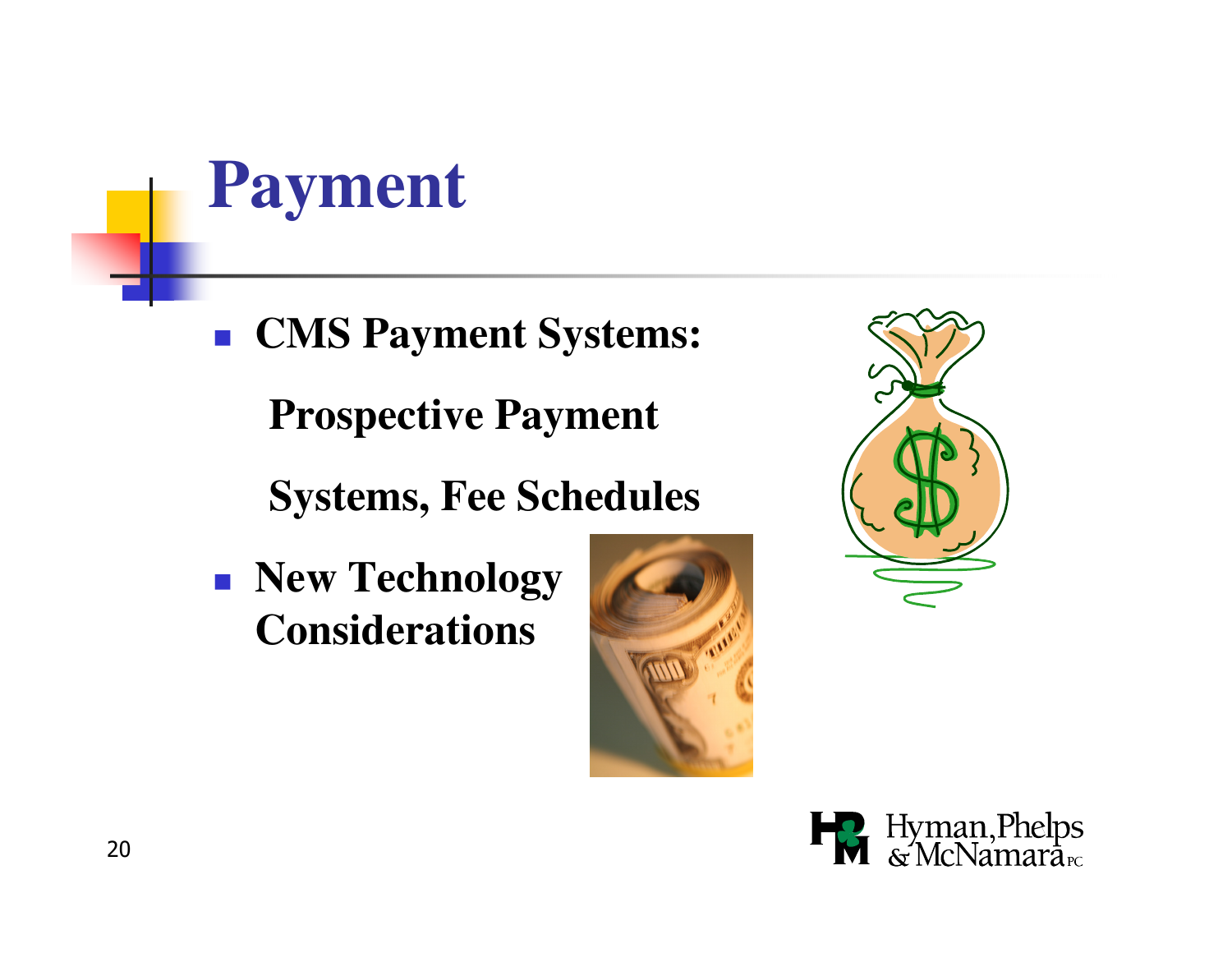# Payment

- **CMS Payment Systems:**

  **Prospective Payment Systems, Fee Schedules**

- **New Technology Considerations**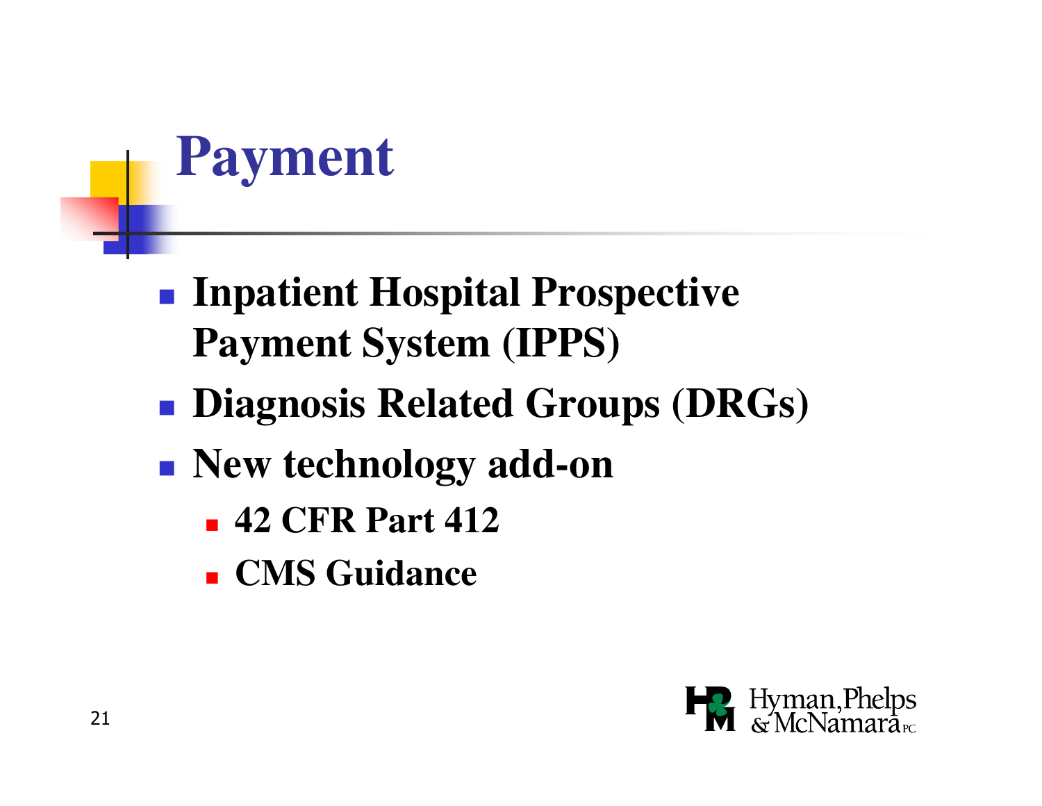# Payment

- Inpatient Hospital Prospective Payment System (IPPS)
- Diagnosis Related Groups (DRGs)
- New technology add-on
  - 42 CFR Part 412
  - CMS Guidance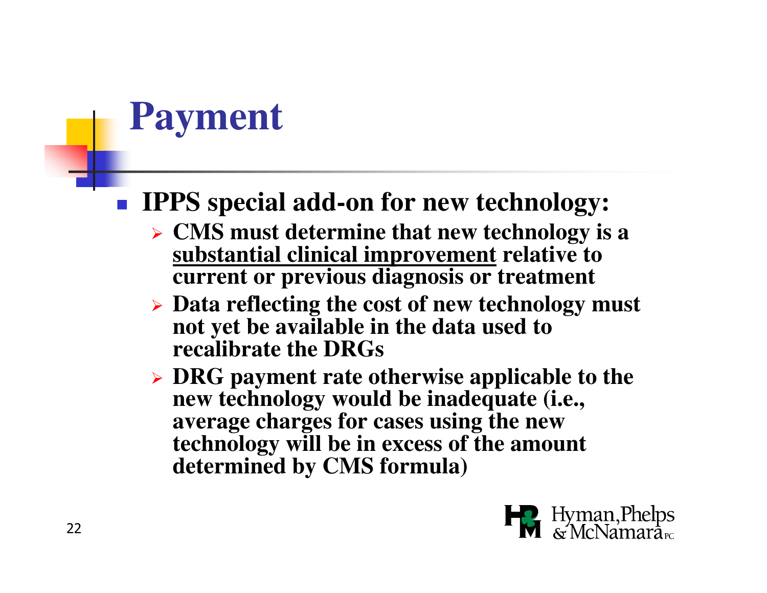# Payment

- **IPPS special add-on for new technology:**
  - **CMS must determine that new technology is a <u>substantial clinical improvement</u> relative to current or previous diagnosis or treatment**
  - **Data reflecting the cost of new technology must not yet be available in the data used to recalibrate the DRGs**
  - **DRG payment rate otherwise applicable to the new technology would be inadequate (i.e., average charges for cases using the new technology will be in excess of the amount determined by CMS formula)**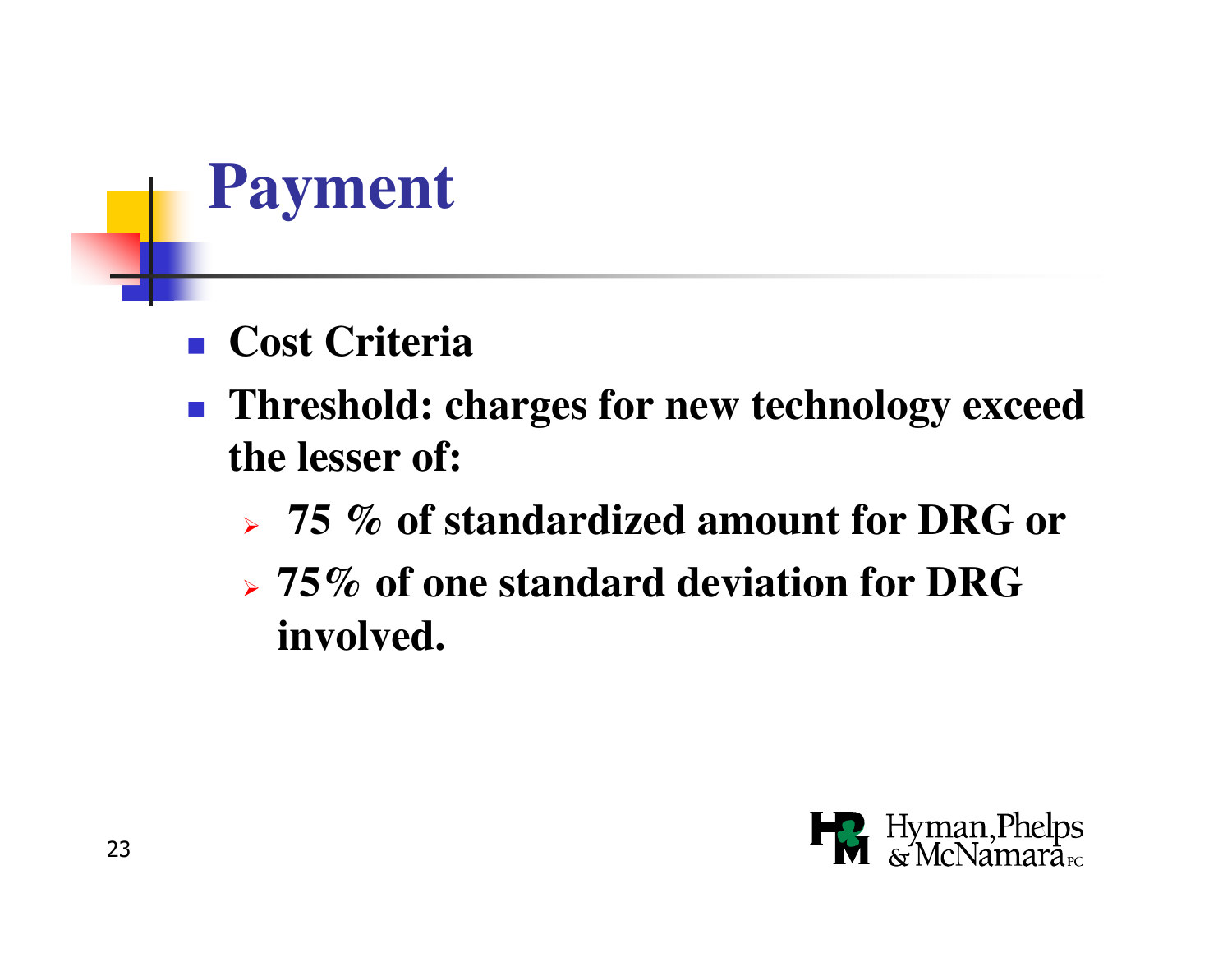# Payment

- **Cost Criteria**
- **Threshold: charges for new technology exceed the lesser of:**
  - **75 % of standardized amount for DRG or**
  - **75% of one standard deviation for DRG involved.**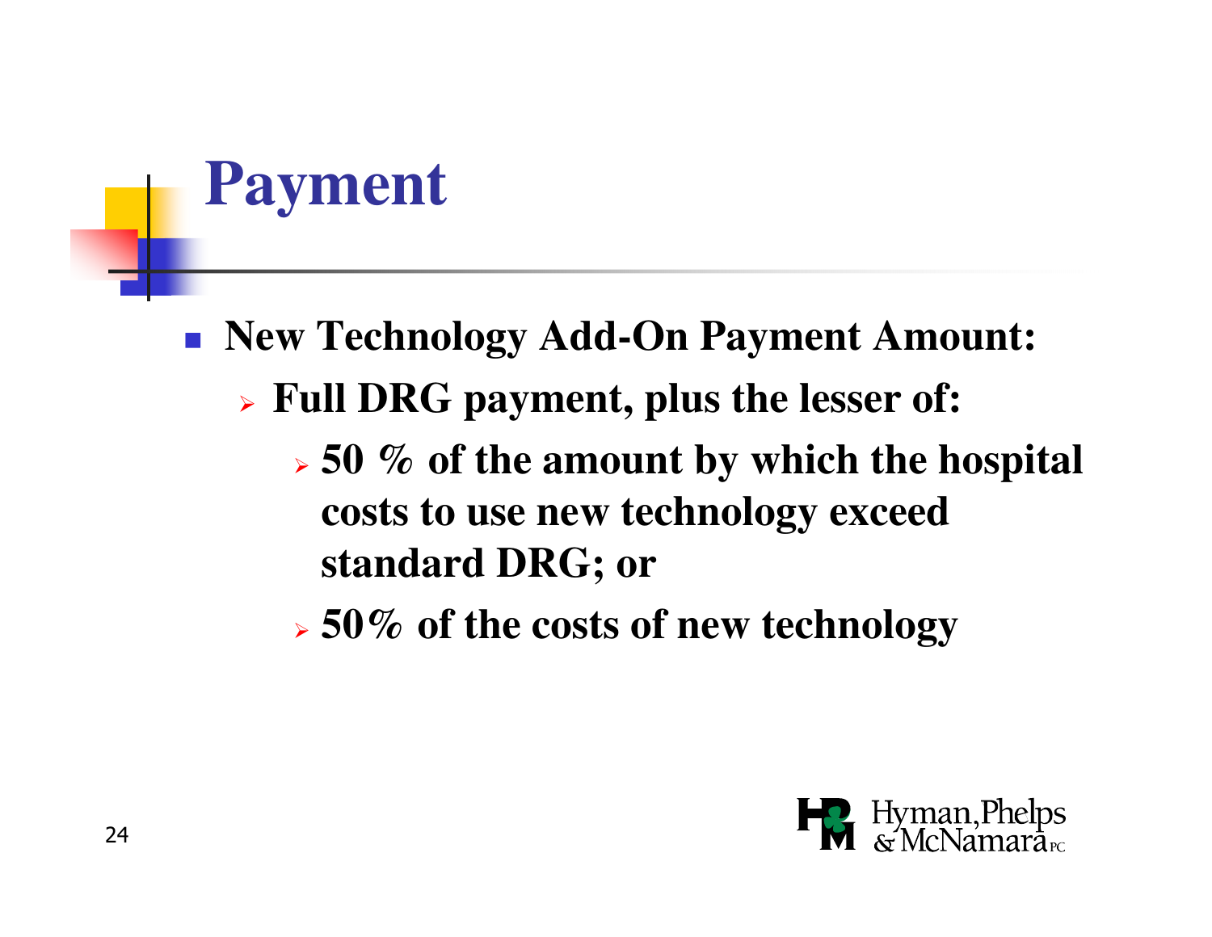# Payment

- **New Technology Add-On Payment Amount:**
  - **Full DRG payment, plus the lesser of:**
    - **50 % of the amount by which the hospital costs to use new technology exceed standard DRG; or**
    - **50% of the costs of new technology**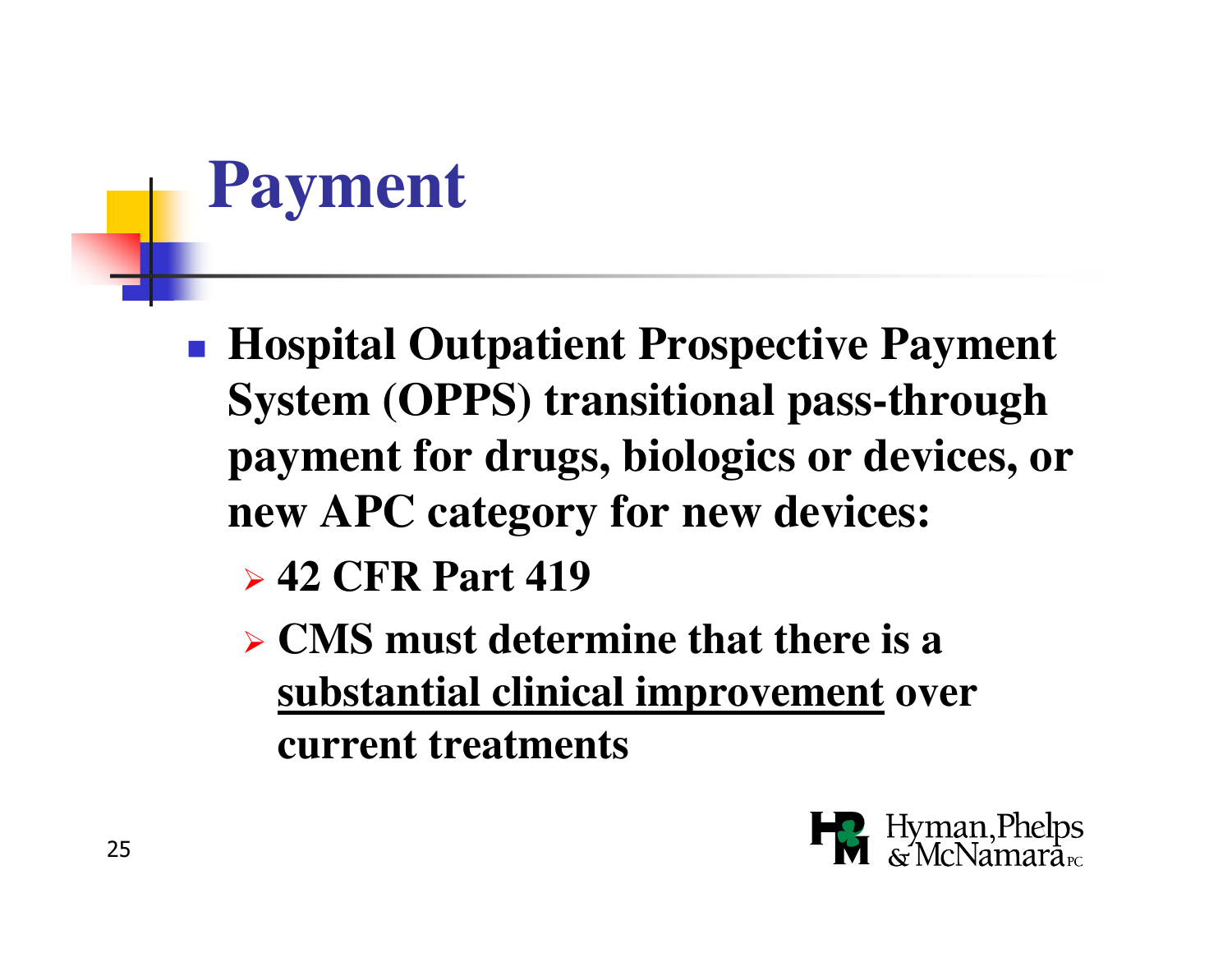# Payment

- **Hospital Outpatient Prospective Payment System (OPPS) transitional pass-through payment for drugs, biologics or devices, or new APC category for new devices:**
  - **42 CFR Part 419**
  - **CMS must determine that there is a <u>substantial clinical improvement</u> over current treatments**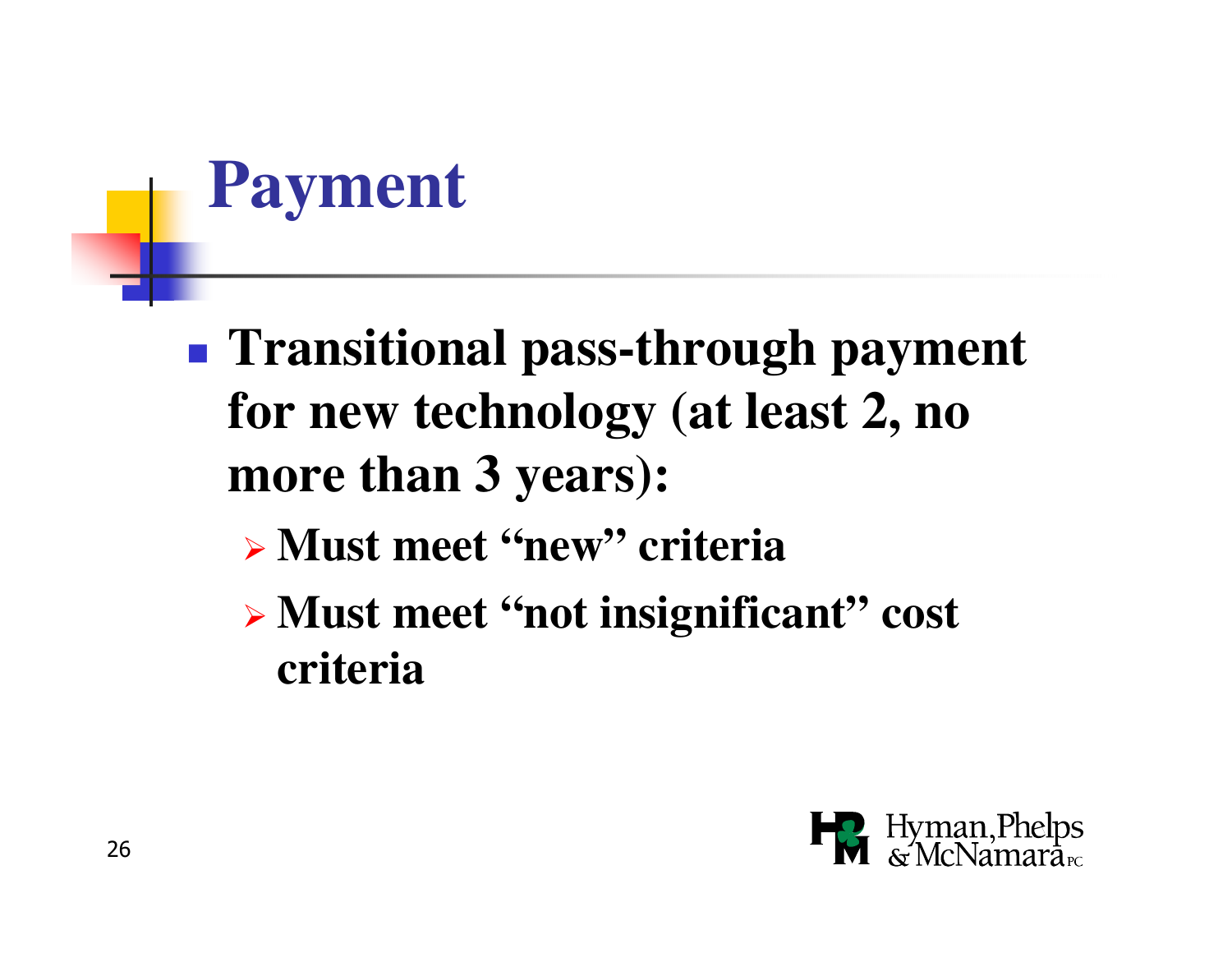# Payment

- **Transitional pass-through payment for new technology (at least 2, no more than 3 years):**
  - **Must meet "new" criteria**
  - **Must meet "not insignificant" cost criteria**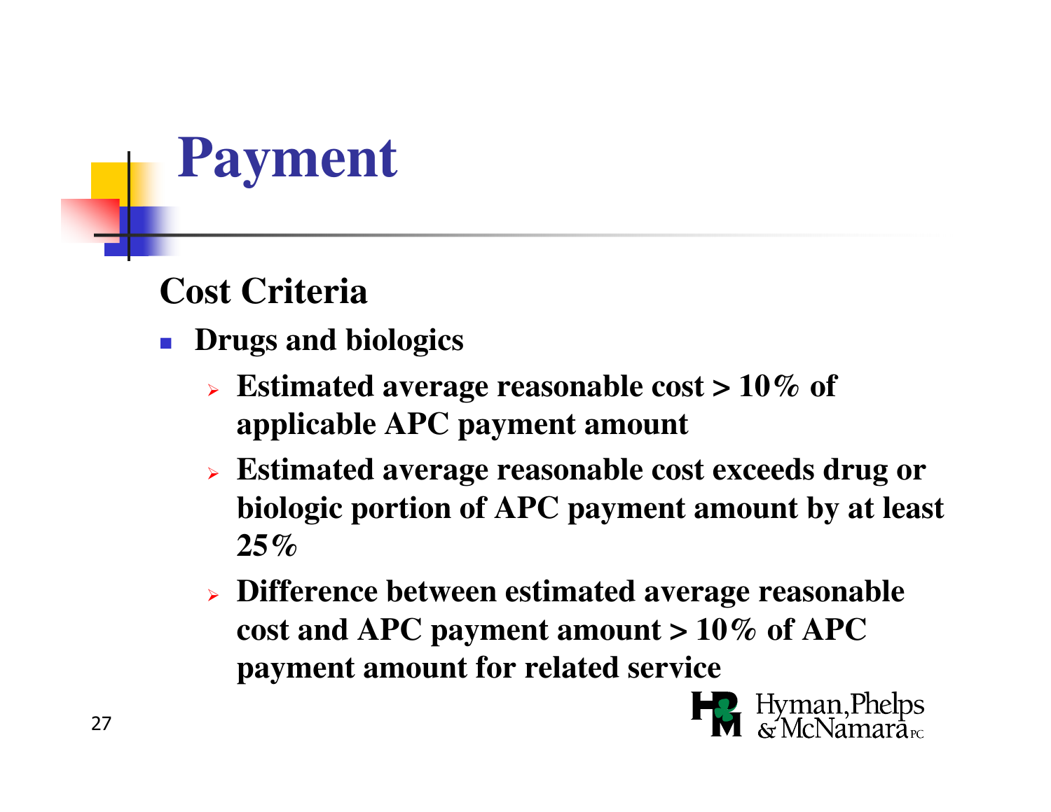# Payment

## Cost Criteria

- **Drugs and biologics**
  - **Estimated average reasonable cost > 10% of applicable APC payment amount**
  - **Estimated average reasonable cost exceeds drug or biologic portion of APC payment amount by at least 25%**
  - **Difference between estimated average reasonable cost and APC payment amount > 10% of APC payment amount for related service**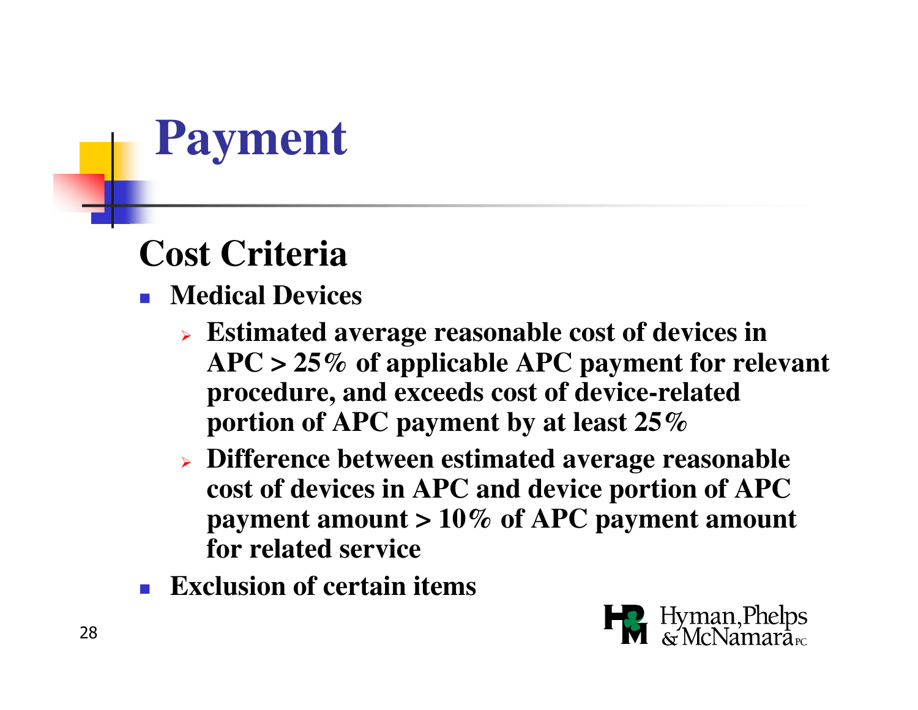# Payment

## Cost Criteria

- **Medical Devices**
  - **Estimated average reasonable cost of devices in APC > 25% of applicable APC payment for relevant procedure, and exceeds cost of device-related portion of APC payment by at least 25%**
  - **Difference between estimated average reasonable cost of devices in APC and device portion of APC payment amount > 10% of APC payment amount for related service**
- **Exclusion of certain items**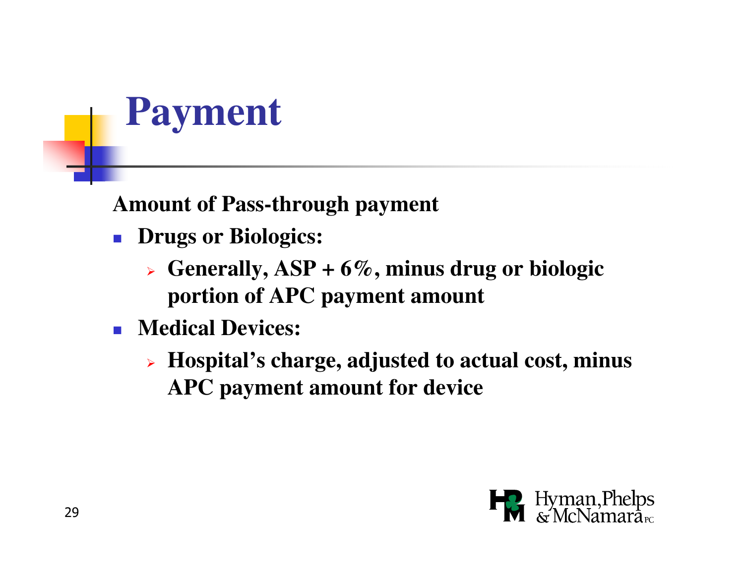# Payment

**Amount of Pass-through payment**

- **Drugs or Biologics:**
  - **Generally, ASP + 6%, minus drug or biologic portion of APC payment amount**
- **Medical Devices:**
  - **Hospital's charge, adjusted to actual cost, minus APC payment amount for device**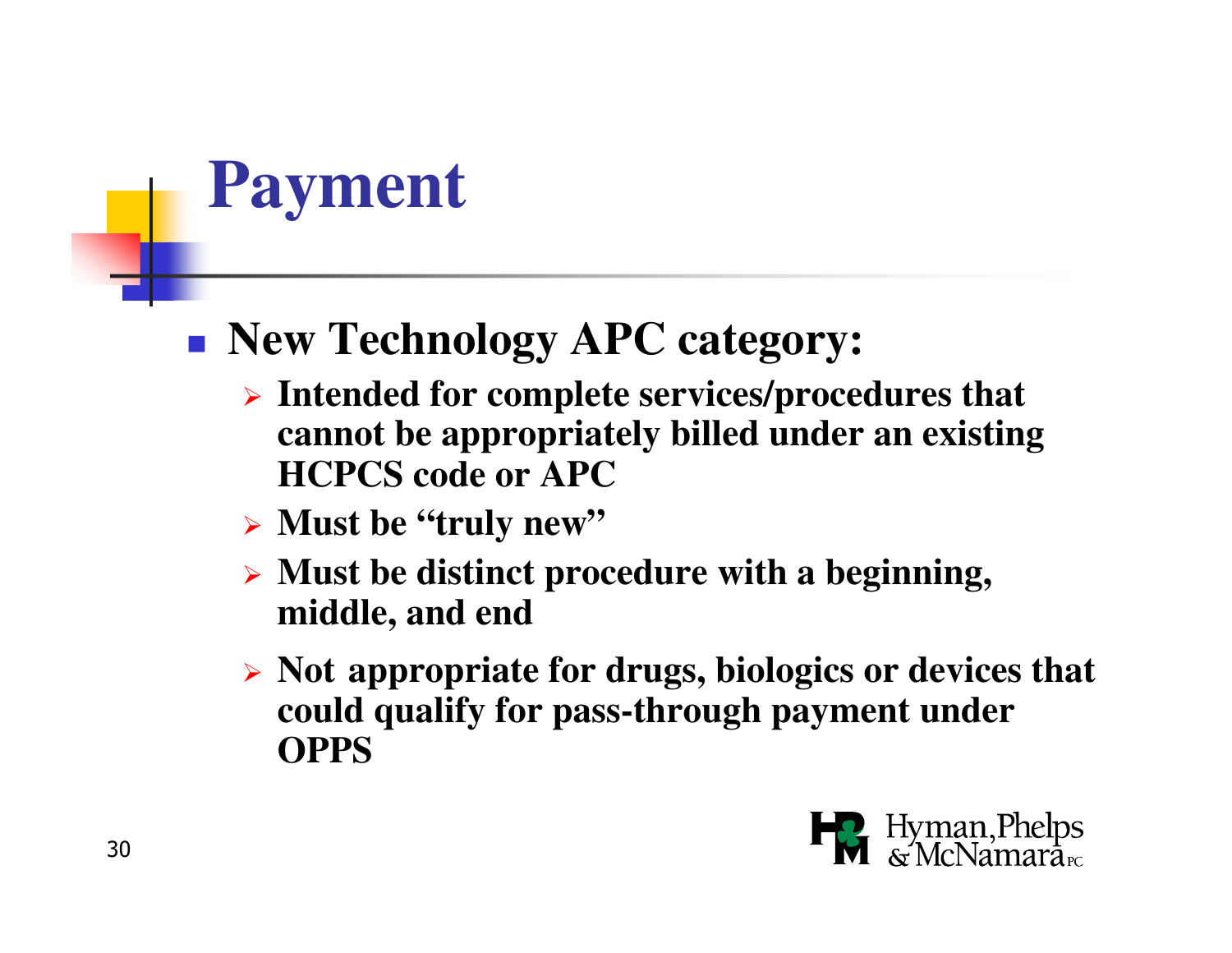# Payment

- **New Technology APC category:**
  - **Intended for complete services/procedures that cannot be appropriately billed under an existing HCPCS code or APC**
  - **Must be "truly new"**
  - **Must be distinct procedure with a beginning, middle, and end**
  - **Not appropriate for drugs, biologics or devices that could qualify for pass-through payment under OPPS**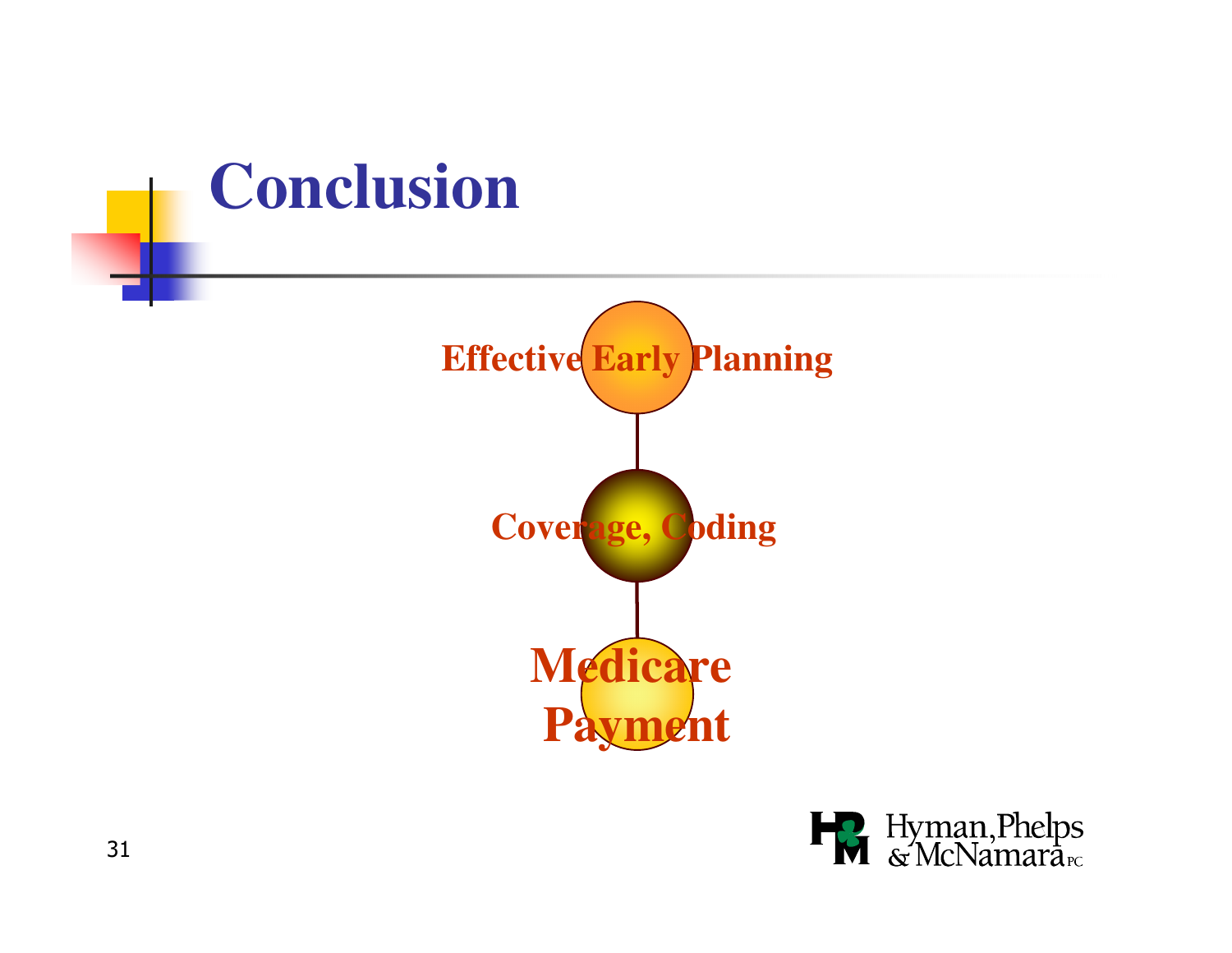# Conclusion

Effective Early Planning

Coverage, Coding

Medicare Payment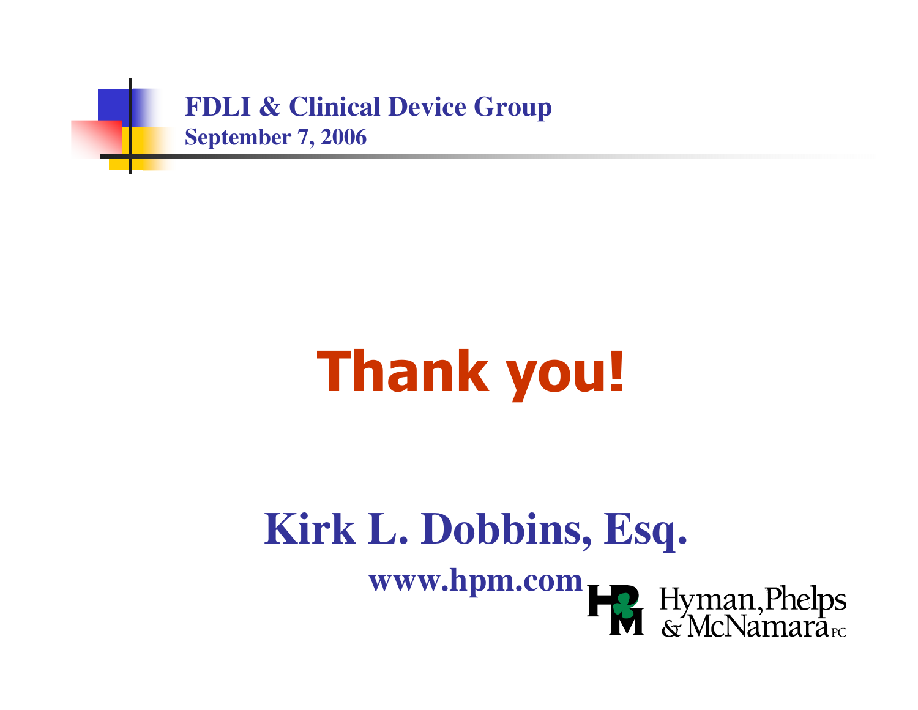**FDLI & Clinical Device Group**
**September 7, 2006**

# Thank you!

## Kirk L. Dobbins, Esq.

**www.hpm.com**

Hyman, Phelps & McNamara PC